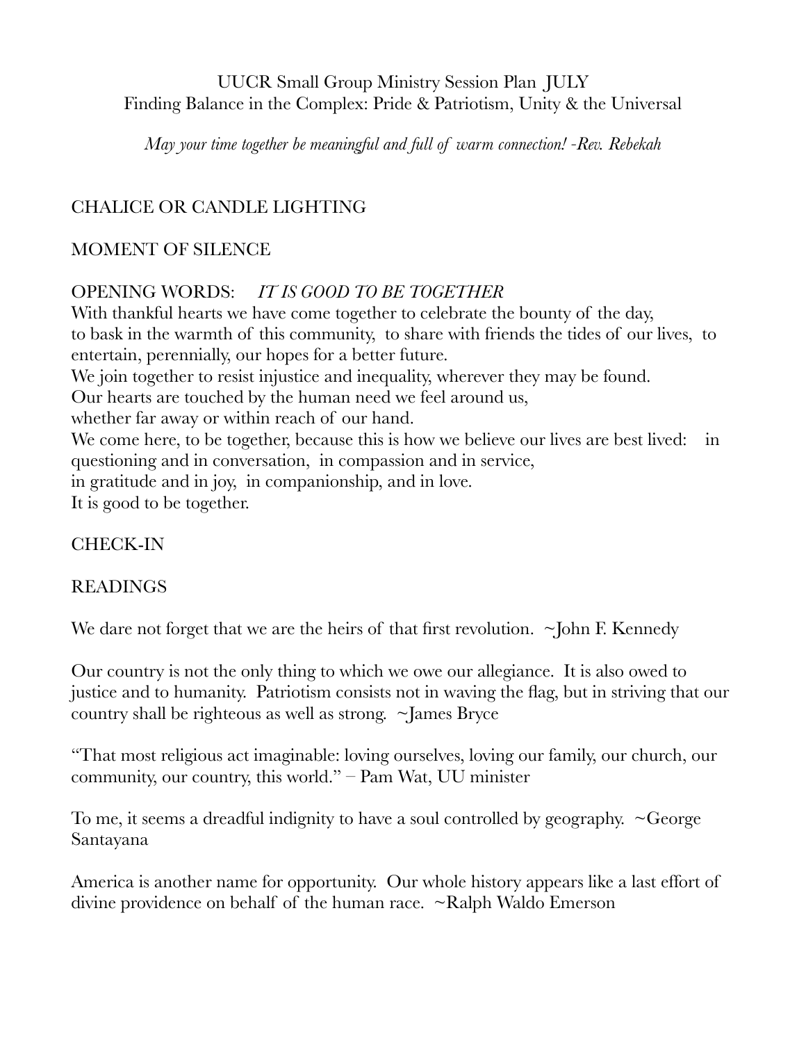# UUCR Small Group Ministry Session Plan JULY
## Finding Balance in the Complex: Pride & Patriotism, Unity & the Universal

*May your time together be meaningful and full of warm connection! -Rev. Rebekah*

## CHALICE OR CANDLE LIGHTING

## MOMENT OF SILENCE

## OPENING WORDS: *IT IS GOOD TO BE TOGETHER*

With thankful hearts we have come together to celebrate the bounty of the day,
to bask in the warmth of this community, to share with friends the tides of our lives, to entertain, perennially, our hopes for a better future.
We join together to resist injustice and inequality, wherever they may be found.
Our hearts are touched by the human need we feel around us,
whether far away or within reach of our hand.
We come here, to be together, because this is how we believe our lives are best lived: in questioning and in conversation, in compassion and in service,
in gratitude and in joy, in companionship, and in love.
It is good to be together.

## CHECK-IN

## READINGS

We dare not forget that we are the heirs of that first revolution. ~John F. Kennedy

Our country is not the only thing to which we owe our allegiance. It is also owed to justice and to humanity. Patriotism consists not in waving the flag, but in striving that our country shall be righteous as well as strong. ~James Bryce

"That most religious act imaginable: loving ourselves, loving our family, our church, our community, our country, this world." – Pam Wat, UU minister

To me, it seems a dreadful indignity to have a soul controlled by geography. ~George Santayana

America is another name for opportunity. Our whole history appears like a last effort of divine providence on behalf of the human race. ~Ralph Waldo Emerson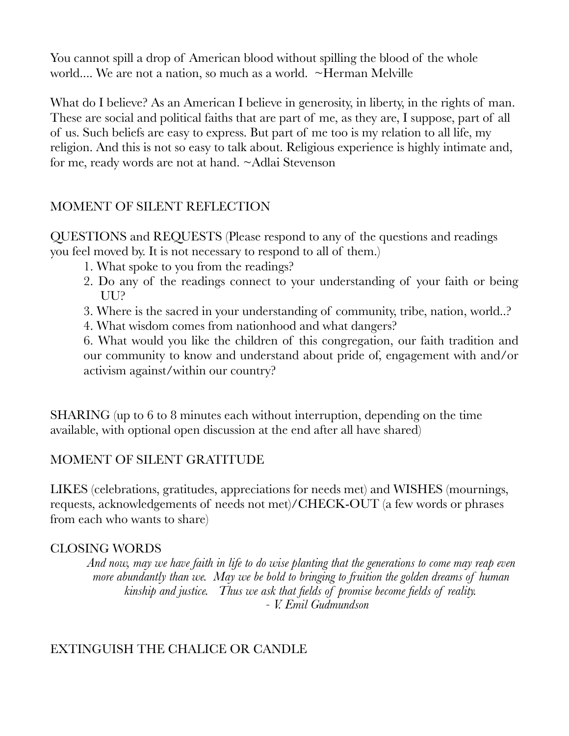You cannot spill a drop of American blood without spilling the blood of the whole world.... We are not a nation, so much as a world. ~Herman Melville

What do I believe? As an American I believe in generosity, in liberty, in the rights of man. These are social and political faiths that are part of me, as they are, I suppose, part of all of us. Such beliefs are easy to express. But part of me too is my relation to all life, my religion. And this is not so easy to talk about. Religious experience is highly intimate and, for me, ready words are not at hand. ~Adlai Stevenson

## MOMENT OF SILENT REFLECTION

## QUESTIONS and REQUESTS (Please respond to any of the questions and readings you feel moved by. It is not necessary to respond to all of them.)

1. What spoke to you from the readings?
2. Do any of the readings connect to your understanding of your faith or being UU?
3. Where is the sacred in your understanding of community, tribe, nation, world..?
4. What wisdom comes from nationhood and what dangers?

6. What would you like the children of this congregation, our faith tradition and our community to know and understand about pride of, engagement with and/or activism against/within our country?

## SHARING (up to 6 to 8 minutes each without interruption, depending on the time available, with optional open discussion at the end after all have shared)

## MOMENT OF SILENT GRATITUDE

## LIKES (celebrations, gratitudes, appreciations for needs met) and WISHES (mournings, requests, acknowledgements of needs not met)/CHECK-OUT (a few words or phrases from each who wants to share)

## CLOSING WORDS

*And now, may we have faith in life to do wise planting that the generations to come may reap even more abundantly than we. May we be bold to bringing to fruition the golden dreams of human kinship and justice. Thus we ask that fields of promise become fields of reality.*
*- V. Emil Gudmundson*

## EXTINGUISH THE CHALICE OR CANDLE